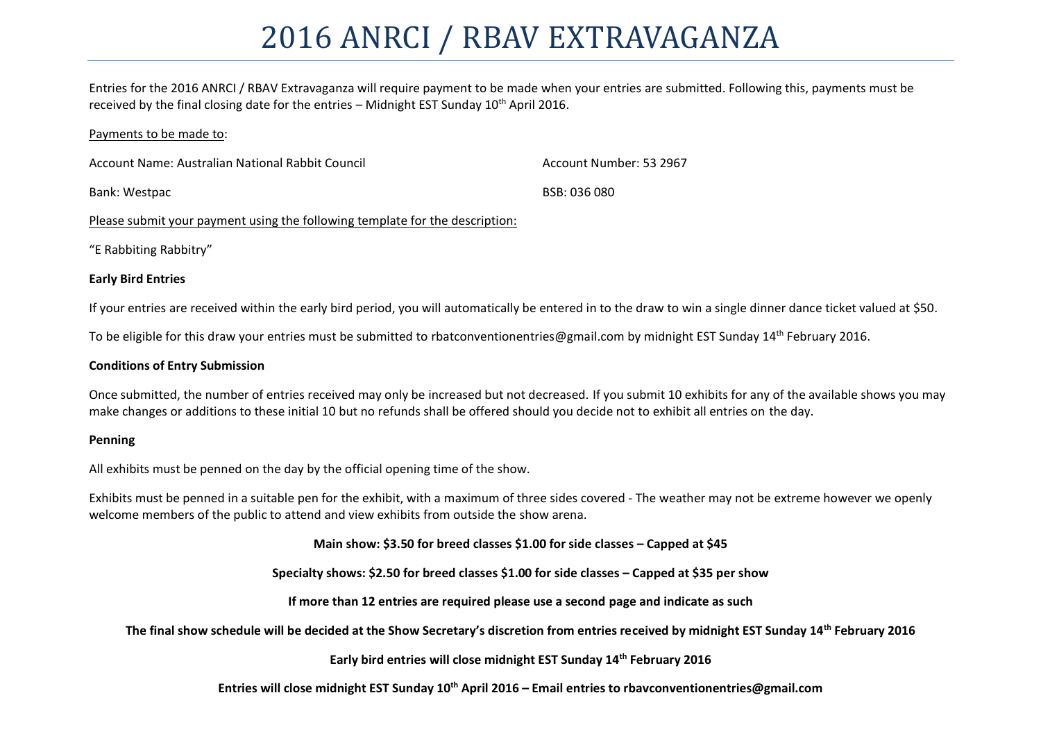# 2016 ANRCI / RBAV EXTRAVAGANZA

Entries for the 2016 ANRCI / RBAV Extravaganza will require payment to be made when your entries are submitted. Following this, payments must be received by the final closing date for the entries – Midnight EST Sunday 10th April 2016.

Payments to be made to:

Account Name: Australian National Rabbit Council

Account Number: 53 2967

Bank: Westpac

BSB: 036 080

Please submit your payment using the following template for the description:

"E Rabbiting Rabbitry"

**Early Bird Entries**

If your entries are received within the early bird period, you will automatically be entered in to the draw to win a single dinner dance ticket valued at $50.

To be eligible for this draw your entries must be submitted to rbatconventionentries@gmail.com by midnight EST Sunday 14th February 2016.

**Conditions of Entry Submission**

Once submitted, the number of entries received may only be increased but not decreased. If you submit 10 exhibits for any of the available shows you may make changes or additions to these initial 10 but no refunds shall be offered should you decide not to exhibit all entries on the day.

**Penning**

All exhibits must be penned on the day by the official opening time of the show.

Exhibits must be penned in a suitable pen for the exhibit, with a maximum of three sides covered - The weather may not be extreme however we openly welcome members of the public to attend and view exhibits from outside the show arena.

**Main show: $3.50 for breed classes $1.00 for side classes – Capped at $45**

**Specialty shows: $2.50 for breed classes $1.00 for side classes – Capped at $35 per show**

**If more than 12 entries are required please use a second page and indicate as such**

**The final show schedule will be decided at the Show Secretary's discretion from entries received by midnight EST Sunday 14th February 2016**

**Early bird entries will close midnight EST Sunday 14th February 2016**

**Entries will close midnight EST Sunday 10th April 2016 – Email entries to rbavconventionentries@gmail.com**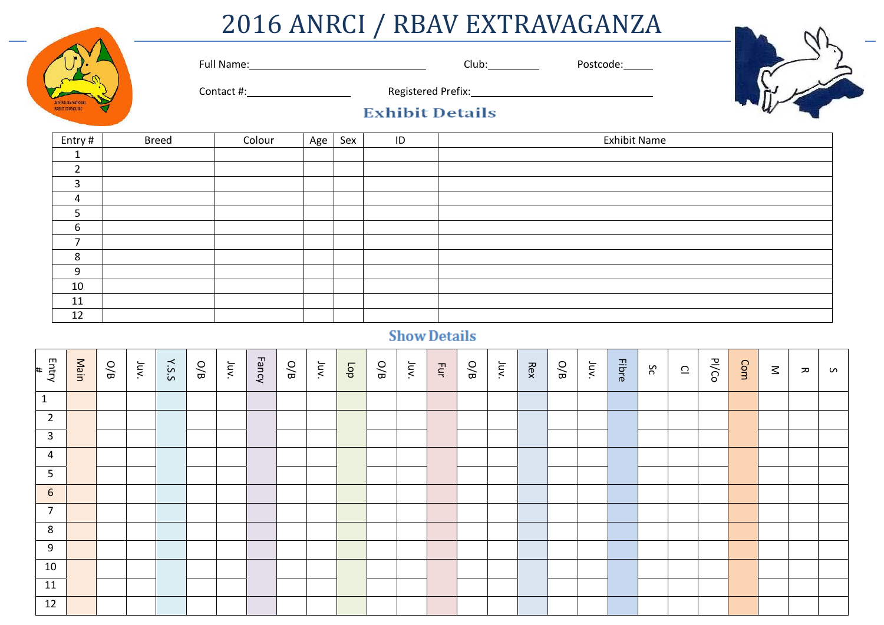# 2016 ANRCI / RBAV EXTRAVAGANZA

Full Name:______________________________ Club:__________ Postcode:______

Contact #:_________________ Registered Prefix:________________________________

## Exhibit Details

| Entry # | Breed | Colour | Age | Sex | ID | Exhibit Name |
|---|---|---|---|---|---|---|
| 1 | | | | | | |
| 2 | | | | | | |
| 3 | | | | | | |
| 4 | | | | | | |
| 5 | | | | | | |
| 6 | | | | | | |
| 7 | | | | | | |
| 8 | | | | | | |
| 9 | | | | | | |
| 10 | | | | | | |
| 11 | | | | | | |
| 12 | | | | | | |

## Show Details

| Entry # | Main | O/B | Juv. | Y.S.S | O/B | Juv. | Fancy | O/B | Juv. | Lop | O/B | Juv. | Fur | O/B | Juv. | Rex | O/B | Juv. | Fibre | Sc | Cl | Pl/Co | Com | M | R | S |
|---|---|---|---|---|---|---|---|---|---|---|---|---|---|---|---|---|---|---|---|---|---|---|---|---|---|---|
| 1 | | | | | | | | | | | | | | | | | | | | | | | | | | |
| 2 | | | | | | | | | | | | | | | | | | | | | | | | | | |
| 3 | | | | | | | | | | | | | | | | | | | | | | | | | | |
| 4 | | | | | | | | | | | | | | | | | | | | | | | | | | |
| 5 | | | | | | | | | | | | | | | | | | | | | | | | | | |
| 6 | | | | | | | | | | | | | | | | | | | | | | | | | | |
| 7 | | | | | | | | | | | | | | | | | | | | | | | | | | |
| 8 | | | | | | | | | | | | | | | | | | | | | | | | | | |
| 9 | | | | | | | | | | | | | | | | | | | | | | | | | | |
| 10 | | | | | | | | | | | | | | | | | | | | | | | | | | |
| 11 | | | | | | | | | | | | | | | | | | | | | | | | | | |
| 12 | | | | | | | | | | | | | | | | | | | | | | | | | | |